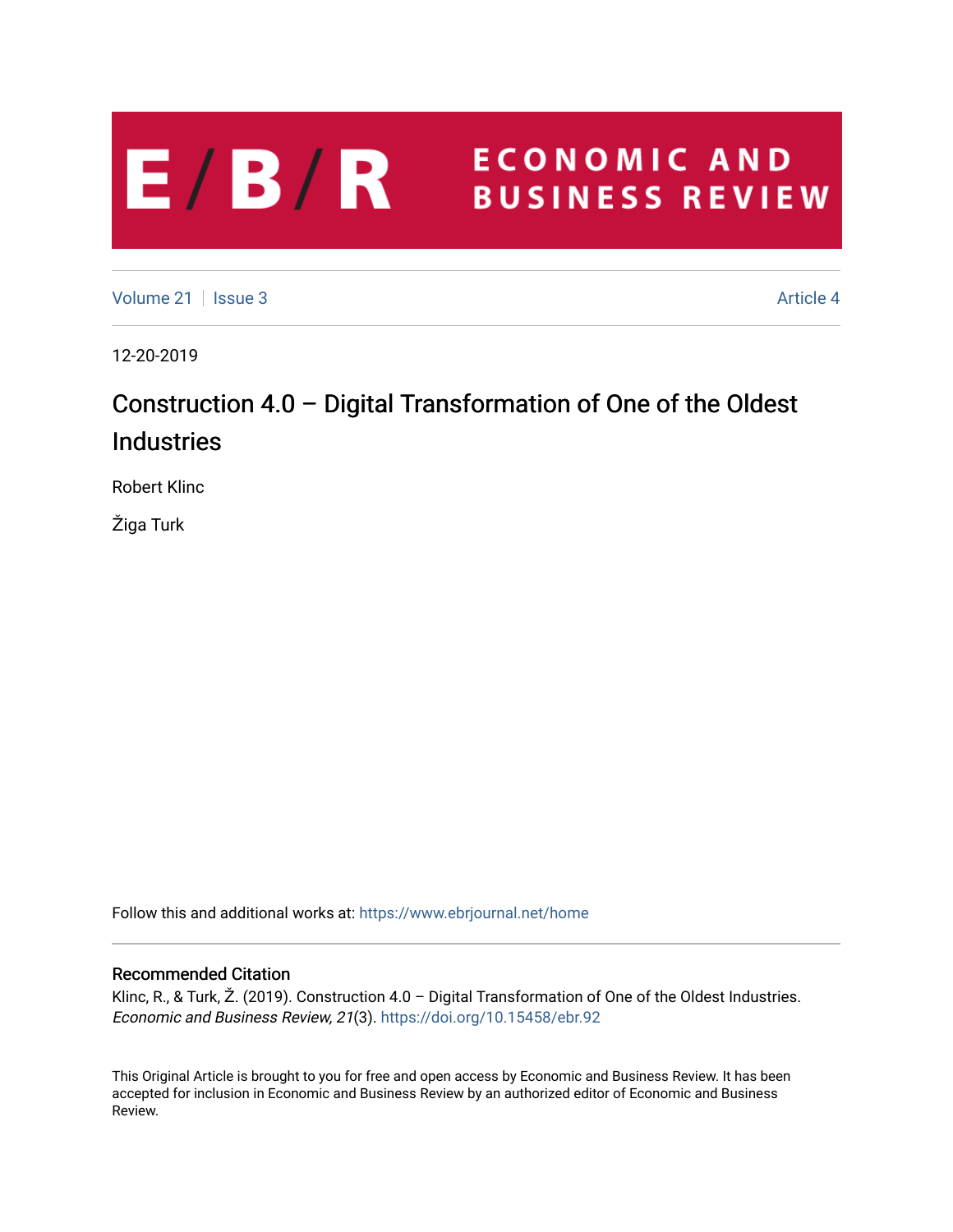E/B/R ECONOMIC AND BUSINESS REVIEW

Volume 21 | Issue 3 | Article 4

12-20-2019

# Construction 4.0 – Digital Transformation of One of the Oldest Industries

Robert Klinc

Žiga Turk

Follow this and additional works at: https://www.ebrjournal.net/home

## Recommended Citation

Klinc, R., & Turk, Ž. (2019). Construction 4.0 – Digital Transformation of One of the Oldest Industries. *Economic and Business Review, 21*(3). https://doi.org/10.15458/ebr.92

This Original Article is brought to you for free and open access by Economic and Business Review. It has been accepted for inclusion in Economic and Business Review by an authorized editor of Economic and Business Review.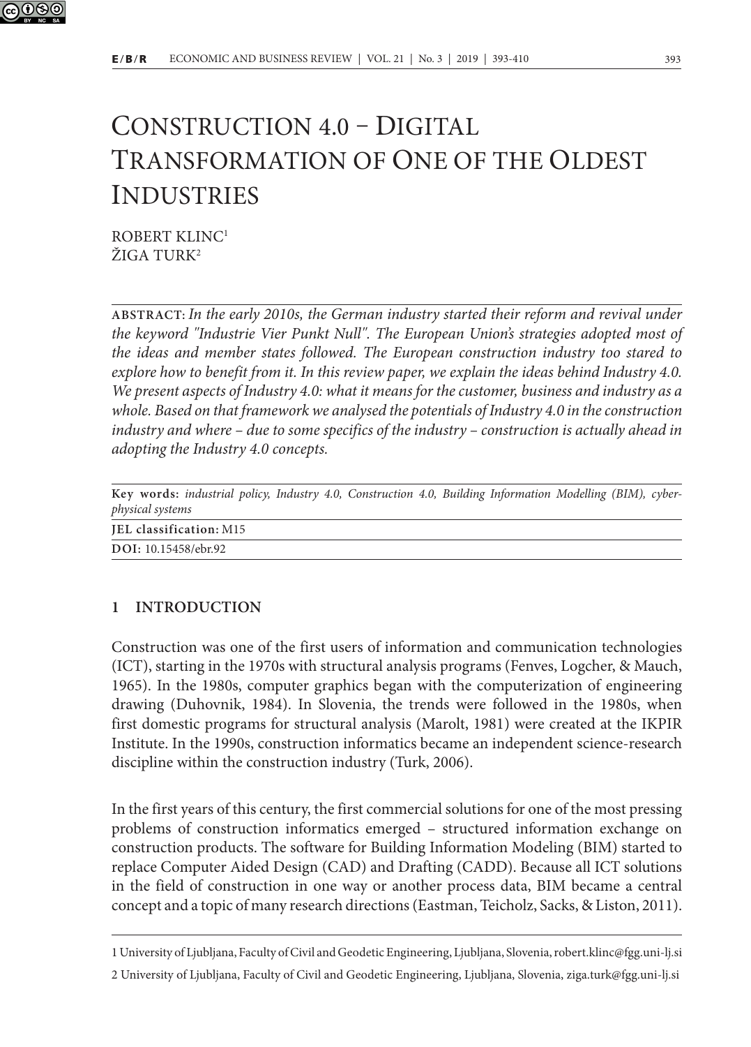# Construction 4.0 – Digital Transformation of One of the Oldest Industries

ROBERT KLINC[1]
ŽIGA TURK[2]

**ABSTRACT:** *In the early 2010s, the German industry started their reform and revival under the keyword "Industrie Vier Punkt Null". The European Union's strategies adopted most of the ideas and member states followed. The European construction industry too stared to explore how to benefit from it. In this review paper, we explain the ideas behind Industry 4.0. We present aspects of Industry 4.0: what it means for the customer, business and industry as a whole. Based on that framework we analysed the potentials of Industry 4.0 in the construction industry and where – due to some specifics of the industry – construction is actually ahead in adopting the Industry 4.0 concepts.*

**Key words:** *industrial policy, Industry 4.0, Construction 4.0, Building Information Modelling (BIM), cyber-physical systems*

**JEL classification:** M15

**DOI:** 10.15458/ebr.92

## 1 INTRODUCTION

Construction was one of the first users of information and communication technologies (ICT), starting in the 1970s with structural analysis programs (Fenves, Logcher, & Mauch, 1965). In the 1980s, computer graphics began with the computerization of engineering drawing (Duhovnik, 1984). In Slovenia, the trends were followed in the 1980s, when first domestic programs for structural analysis (Marolt, 1981) were created at the IKPIR Institute. In the 1990s, construction informatics became an independent science-research discipline within the construction industry (Turk, 2006).

In the first years of this century, the first commercial solutions for one of the most pressing problems of construction informatics emerged – structured information exchange on construction products. The software for Building Information Modeling (BIM) started to replace Computer Aided Design (CAD) and Drafting (CADD). Because all ICT solutions in the field of construction in one way or another process data, BIM became a central concept and a topic of many research directions (Eastman, Teicholz, Sacks, & Liston, 2011).

---

1 University of Ljubljana, Faculty of Civil and Geodetic Engineering, Ljubljana, Slovenia, robert.klinc@fgg.uni-lj.si

2 University of Ljubljana, Faculty of Civil and Geodetic Engineering, Ljubljana, Slovenia, ziga.turk@fgg.uni-lj.si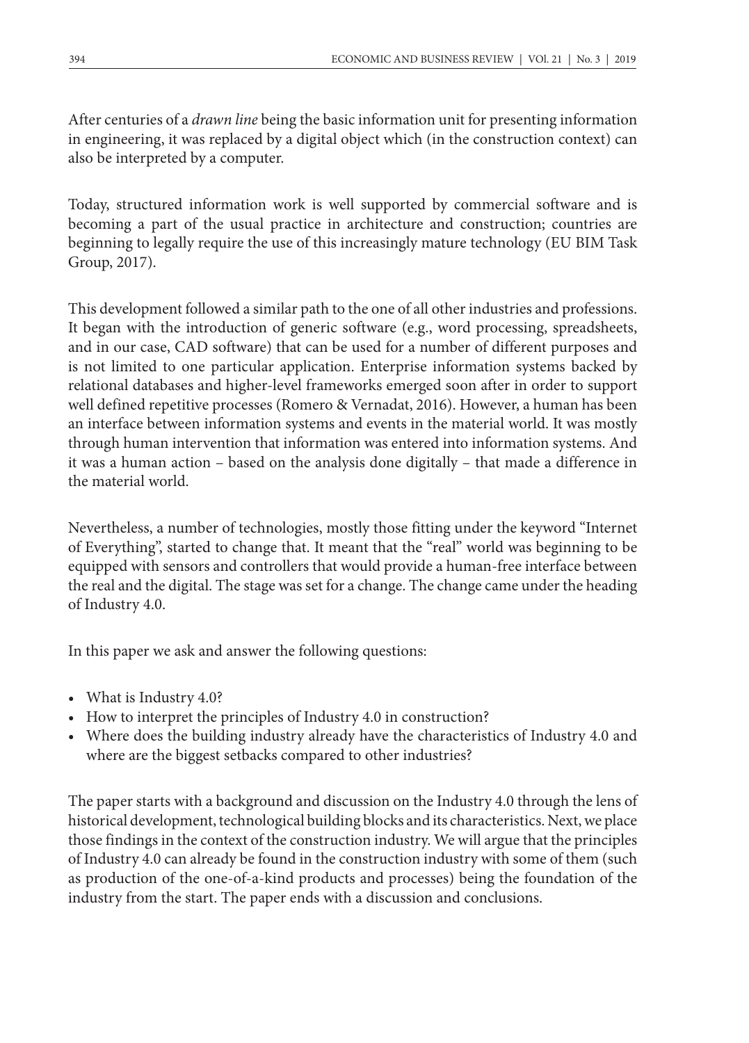After centuries of a *drawn line* being the basic information unit for presenting information in engineering, it was replaced by a digital object which (in the construction context) can also be interpreted by a computer.

Today, structured information work is well supported by commercial software and is becoming a part of the usual practice in architecture and construction; countries are beginning to legally require the use of this increasingly mature technology (EU BIM Task Group, 2017).

This development followed a similar path to the one of all other industries and professions. It began with the introduction of generic software (e.g., word processing, spreadsheets, and in our case, CAD software) that can be used for a number of different purposes and is not limited to one particular application. Enterprise information systems backed by relational databases and higher-level frameworks emerged soon after in order to support well defined repetitive processes (Romero & Vernadat, 2016). However, a human has been an interface between information systems and events in the material world. It was mostly through human intervention that information was entered into information systems. And it was a human action – based on the analysis done digitally – that made a difference in the material world.

Nevertheless, a number of technologies, mostly those fitting under the keyword "Internet of Everything", started to change that. It meant that the "real" world was beginning to be equipped with sensors and controllers that would provide a human-free interface between the real and the digital. The stage was set for a change. The change came under the heading of Industry 4.0.

In this paper we ask and answer the following questions:

- What is Industry 4.0?
- How to interpret the principles of Industry 4.0 in construction?
- Where does the building industry already have the characteristics of Industry 4.0 and where are the biggest setbacks compared to other industries?

The paper starts with a background and discussion on the Industry 4.0 through the lens of historical development, technological building blocks and its characteristics. Next, we place those findings in the context of the construction industry. We will argue that the principles of Industry 4.0 can already be found in the construction industry with some of them (such as production of the one-of-a-kind products and processes) being the foundation of the industry from the start. The paper ends with a discussion and conclusions.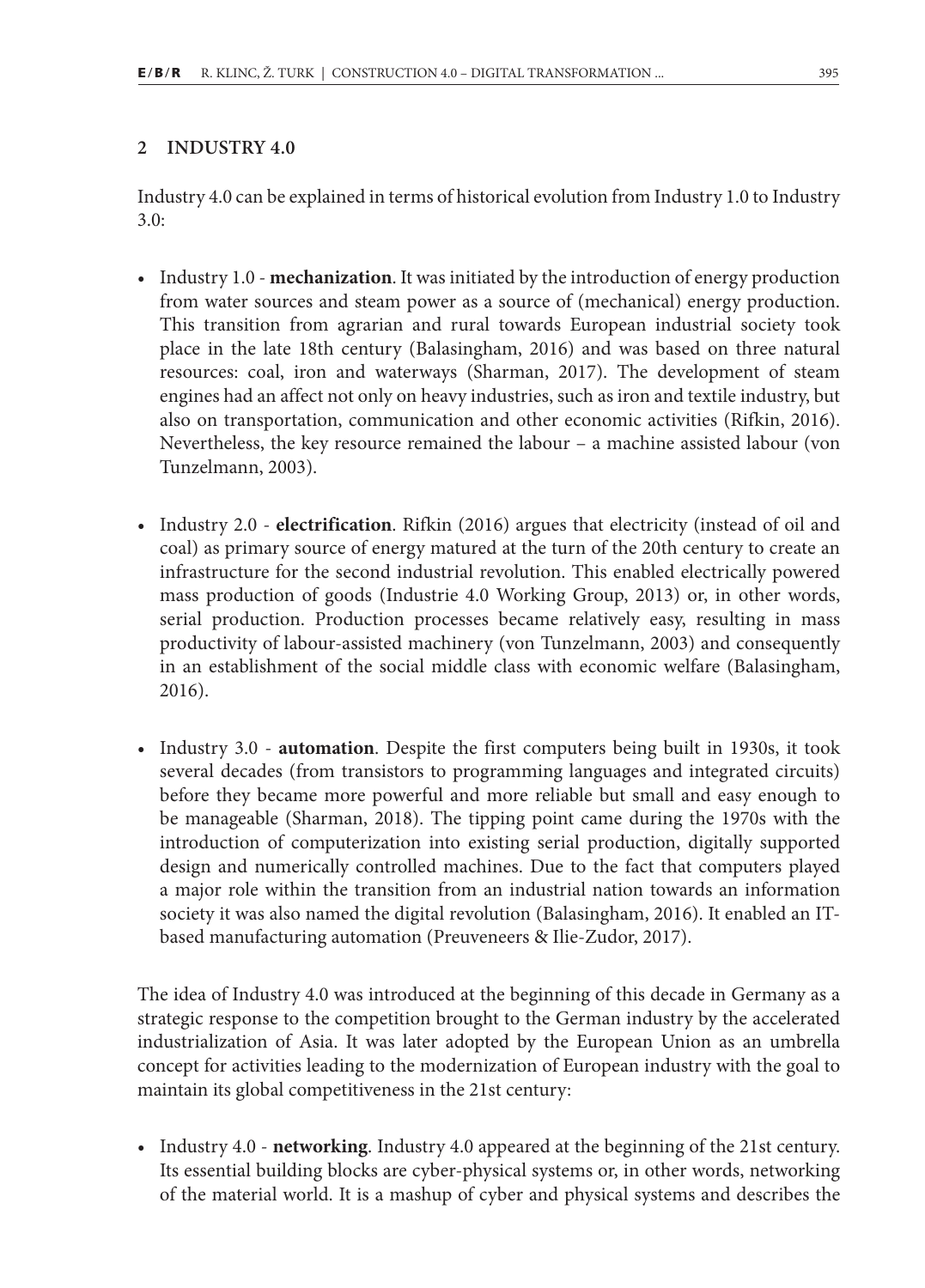## 2 INDUSTRY 4.0

Industry 4.0 can be explained in terms of historical evolution from Industry 1.0 to Industry 3.0:

- Industry 1.0 - **mechanization**. It was initiated by the introduction of energy production from water sources and steam power as a source of (mechanical) energy production. This transition from agrarian and rural towards European industrial society took place in the late 18th century (Balasingham, 2016) and was based on three natural resources: coal, iron and waterways (Sharman, 2017). The development of steam engines had an affect not only on heavy industries, such as iron and textile industry, but also on transportation, communication and other economic activities (Rifkin, 2016). Nevertheless, the key resource remained the labour – a machine assisted labour (von Tunzelmann, 2003).

- Industry 2.0 - **electrification**. Rifkin (2016) argues that electricity (instead of oil and coal) as primary source of energy matured at the turn of the 20th century to create an infrastructure for the second industrial revolution. This enabled electrically powered mass production of goods (Industrie 4.0 Working Group, 2013) or, in other words, serial production. Production processes became relatively easy, resulting in mass productivity of labour-assisted machinery (von Tunzelmann, 2003) and consequently in an establishment of the social middle class with economic welfare (Balasingham, 2016).

- Industry 3.0 - **automation**. Despite the first computers being built in 1930s, it took several decades (from transistors to programming languages and integrated circuits) before they became more powerful and more reliable but small and easy enough to be manageable (Sharman, 2018). The tipping point came during the 1970s with the introduction of computerization into existing serial production, digitally supported design and numerically controlled machines. Due to the fact that computers played a major role within the transition from an industrial nation towards an information society it was also named the digital revolution (Balasingham, 2016). It enabled an IT-based manufacturing automation (Preuveneers & Ilie-Zudor, 2017).

The idea of Industry 4.0 was introduced at the beginning of this decade in Germany as a strategic response to the competition brought to the German industry by the accelerated industrialization of Asia. It was later adopted by the European Union as an umbrella concept for activities leading to the modernization of European industry with the goal to maintain its global competitiveness in the 21st century:

- Industry 4.0 - **networking**. Industry 4.0 appeared at the beginning of the 21st century. Its essential building blocks are cyber-physical systems or, in other words, networking of the material world. It is a mashup of cyber and physical systems and describes the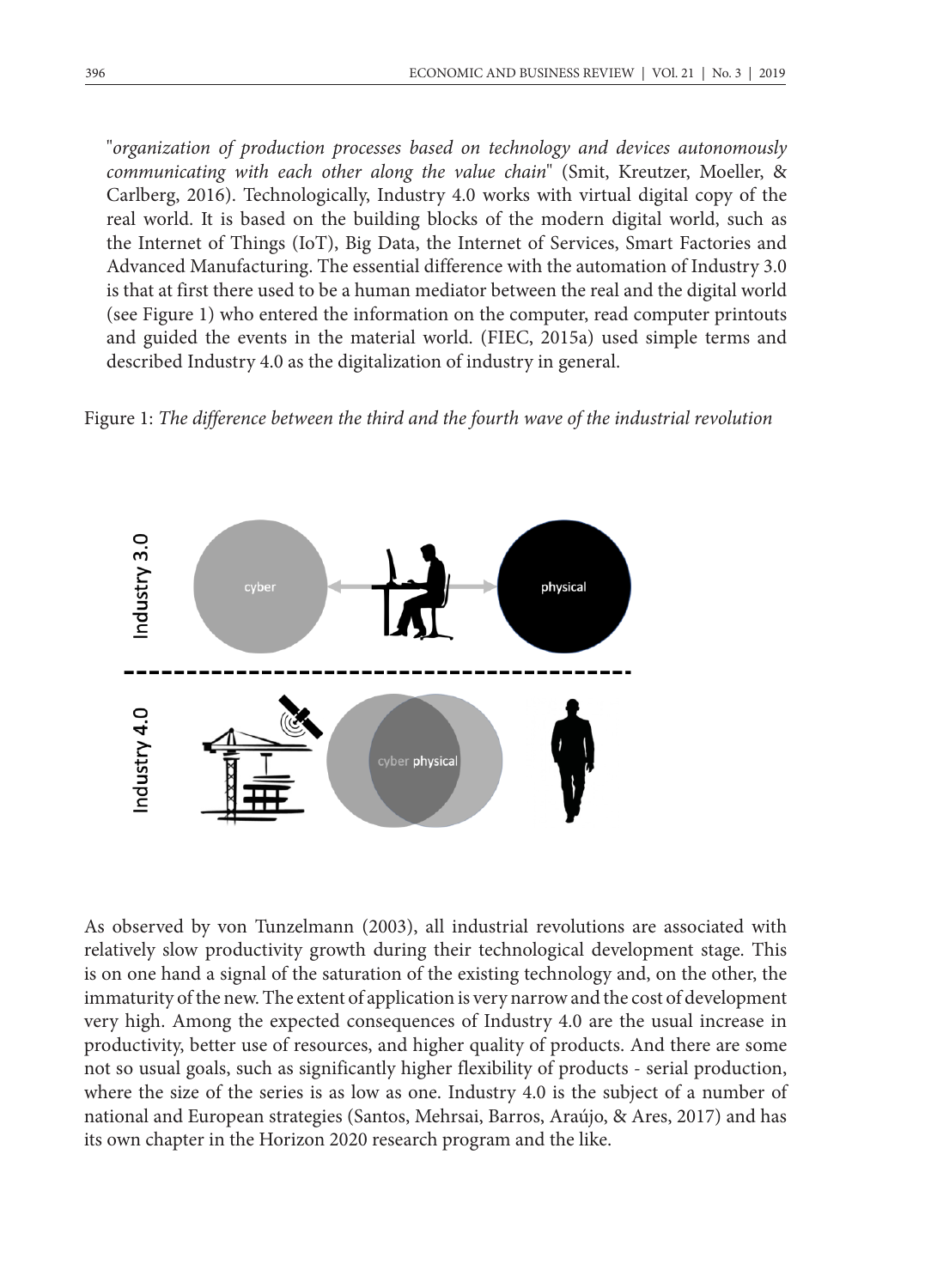"*organization of production processes based on technology and devices autonomously communicating with each other along the value chain*" (Smit, Kreutzer, Moeller, & Carlberg, 2016). Technologically, Industry 4.0 works with virtual digital copy of the real world. It is based on the building blocks of the modern digital world, such as the Internet of Things (IoT), Big Data, the Internet of Services, Smart Factories and Advanced Manufacturing. The essential difference with the automation of Industry 3.0 is that at first there used to be a human mediator between the real and the digital world (see Figure 1) who entered the information on the computer, read computer printouts and guided the events in the material world. (FIEC, 2015a) used simple terms and described Industry 4.0 as the digitalization of industry in general.

Figure 1: *The difference between the third and the fourth wave of the industrial revolution*

As observed by von Tunzelmann (2003), all industrial revolutions are associated with relatively slow productivity growth during their technological development stage. This is on one hand a signal of the saturation of the existing technology and, on the other, the immaturity of the new. The extent of application is very narrow and the cost of development very high. Among the expected consequences of Industry 4.0 are the usual increase in productivity, better use of resources, and higher quality of products. And there are some not so usual goals, such as significantly higher flexibility of products - serial production, where the size of the series is as low as one. Industry 4.0 is the subject of a number of national and European strategies (Santos, Mehrsai, Barros, Araújo, & Ares, 2017) and has its own chapter in the Horizon 2020 research program and the like.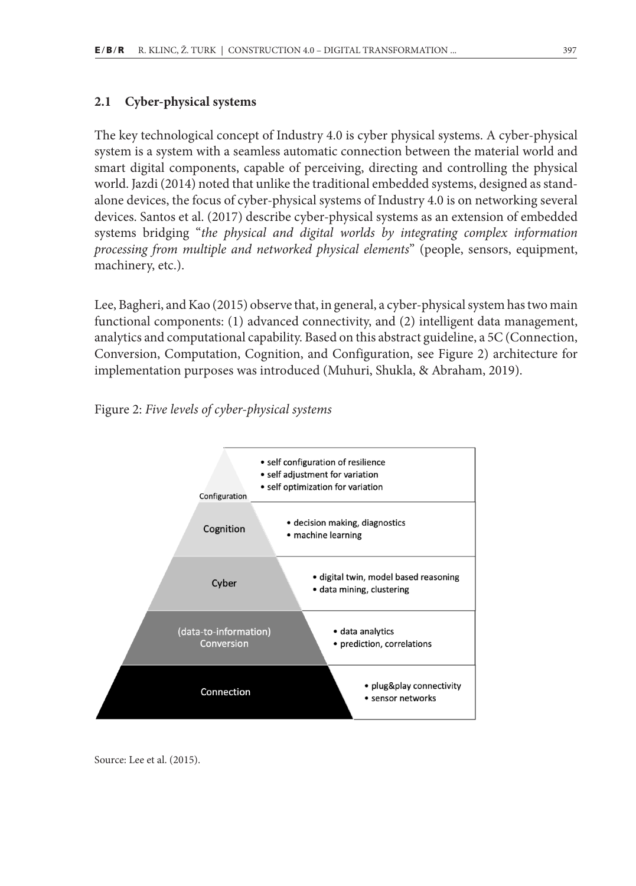## 2.1 Cyber-physical systems

The key technological concept of Industry 4.0 is cyber physical systems. A cyber-physical system is a system with a seamless automatic connection between the material world and smart digital components, capable of perceiving, directing and controlling the physical world. Jazdi (2014) noted that unlike the traditional embedded systems, designed as stand-alone devices, the focus of cyber-physical systems of Industry 4.0 is on networking several devices. Santos et al. (2017) describe cyber-physical systems as an extension of embedded systems bridging "*the physical and digital worlds by integrating complex information processing from multiple and networked physical elements*" (people, sensors, equipment, machinery, etc.).

Lee, Bagheri, and Kao (2015) observe that, in general, a cyber-physical system has two main functional components: (1) advanced connectivity, and (2) intelligent data management, analytics and computational capability. Based on this abstract guideline, a 5C (Connection, Conversion, Computation, Cognition, and Configuration, see Figure 2) architecture for implementation purposes was introduced (Muhuri, Shukla, & Abraham, 2019).

Figure 2: *Five levels of cyber-physical systems*

| Level | Description |
| --- | --- |
| Configuration | • self configuration of resilience<br>• self adjustment for variation<br>• self optimization for variation |
| Cognition | • decision making, diagnostics<br>• machine learning |
| Cyber | • digital twin, model based reasoning<br>• data mining, clustering |
| (data-to-information) Conversion | • data analytics<br>• prediction, correlations |
| Connection | • plug&play connectivity<br>• sensor networks |

Source: Lee et al. (2015).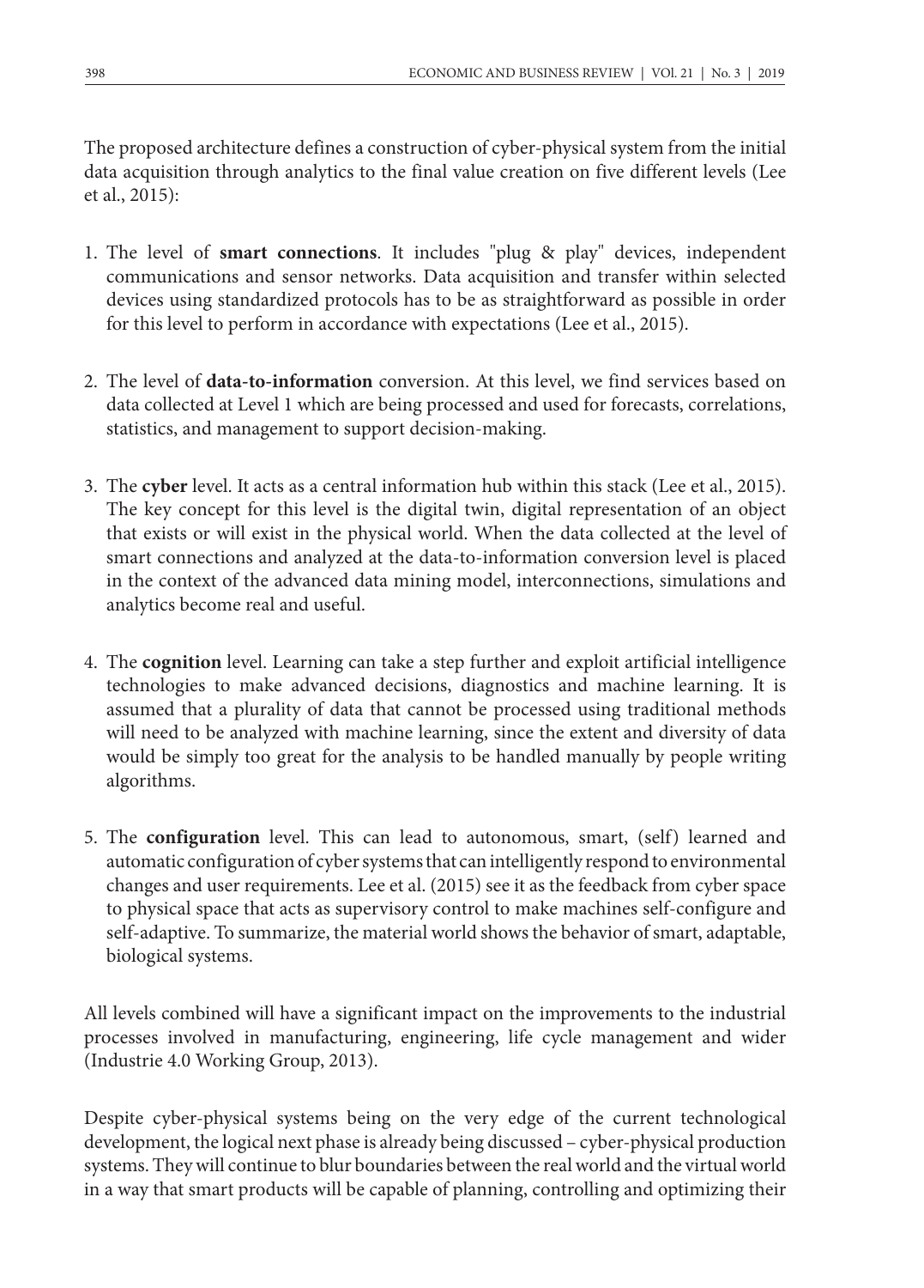The proposed architecture defines a construction of cyber-physical system from the initial data acquisition through analytics to the final value creation on five different levels (Lee et al., 2015):

1. The level of **smart connections**. It includes "plug & play" devices, independent communications and sensor networks. Data acquisition and transfer within selected devices using standardized protocols has to be as straightforward as possible in order for this level to perform in accordance with expectations (Lee et al., 2015).

2. The level of **data-to-information** conversion. At this level, we find services based on data collected at Level 1 which are being processed and used for forecasts, correlations, statistics, and management to support decision-making.

3. The **cyber** level. It acts as a central information hub within this stack (Lee et al., 2015). The key concept for this level is the digital twin, digital representation of an object that exists or will exist in the physical world. When the data collected at the level of smart connections and analyzed at the data-to-information conversion level is placed in the context of the advanced data mining model, interconnections, simulations and analytics become real and useful.

4. The **cognition** level. Learning can take a step further and exploit artificial intelligence technologies to make advanced decisions, diagnostics and machine learning. It is assumed that a plurality of data that cannot be processed using traditional methods will need to be analyzed with machine learning, since the extent and diversity of data would be simply too great for the analysis to be handled manually by people writing algorithms.

5. The **configuration** level. This can lead to autonomous, smart, (self) learned and automatic configuration of cyber systems that can intelligently respond to environmental changes and user requirements. Lee et al. (2015) see it as the feedback from cyber space to physical space that acts as supervisory control to make machines self-configure and self-adaptive. To summarize, the material world shows the behavior of smart, adaptable, biological systems.

All levels combined will have a significant impact on the improvements to the industrial processes involved in manufacturing, engineering, life cycle management and wider (Industrie 4.0 Working Group, 2013).

Despite cyber-physical systems being on the very edge of the current technological development, the logical next phase is already being discussed – cyber-physical production systems. They will continue to blur boundaries between the real world and the virtual world in a way that smart products will be capable of planning, controlling and optimizing their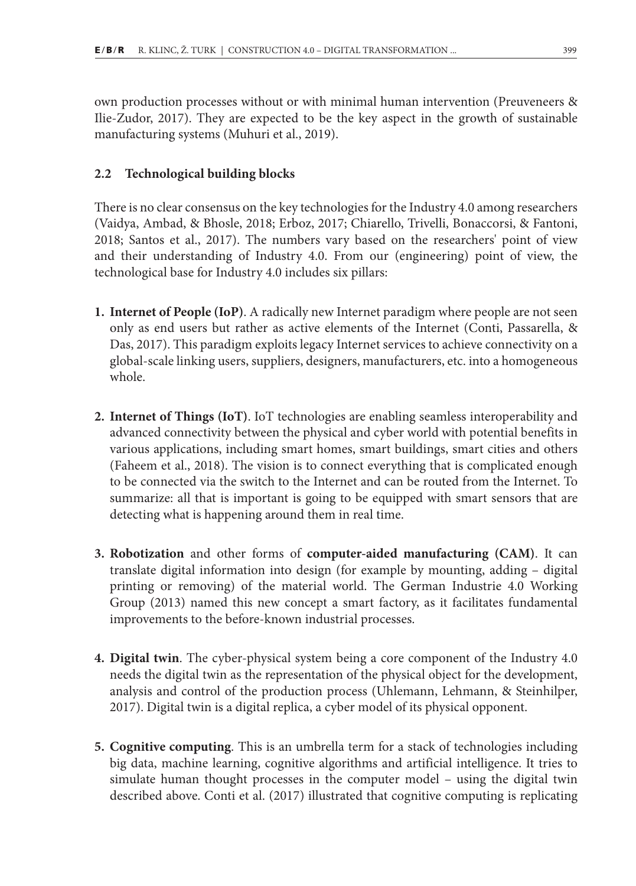own production processes without or with minimal human intervention (Preuveneers & Ilie-Zudor, 2017). They are expected to be the key aspect in the growth of sustainable manufacturing systems (Muhuri et al., 2019).

### 2.2 Technological building blocks

There is no clear consensus on the key technologies for the Industry 4.0 among researchers (Vaidya, Ambad, & Bhosle, 2018; Erboz, 2017; Chiarello, Trivelli, Bonaccorsi, & Fantoni, 2018; Santos et al., 2017). The numbers vary based on the researchers' point of view and their understanding of Industry 4.0. From our (engineering) point of view, the technological base for Industry 4.0 includes six pillars:

1. **Internet of People (IoP)**. A radically new Internet paradigm where people are not seen only as end users but rather as active elements of the Internet (Conti, Passarella, & Das, 2017). This paradigm exploits legacy Internet services to achieve connectivity on a global-scale linking users, suppliers, designers, manufacturers, etc. into a homogeneous whole.

2. **Internet of Things (IoT)**. IoT technologies are enabling seamless interoperability and advanced connectivity between the physical and cyber world with potential benefits in various applications, including smart homes, smart buildings, smart cities and others (Faheem et al., 2018). The vision is to connect everything that is complicated enough to be connected via the switch to the Internet and can be routed from the Internet. To summarize: all that is important is going to be equipped with smart sensors that are detecting what is happening around them in real time.

3. **Robotization** and other forms of **computer-aided manufacturing (CAM)**. It can translate digital information into design (for example by mounting, adding – digital printing or removing) of the material world. The German Industrie 4.0 Working Group (2013) named this new concept a smart factory, as it facilitates fundamental improvements to the before-known industrial processes.

4. **Digital twin**. The cyber-physical system being a core component of the Industry 4.0 needs the digital twin as the representation of the physical object for the development, analysis and control of the production process (Uhlemann, Lehmann, & Steinhilper, 2017). Digital twin is a digital replica, a cyber model of its physical opponent.

5. **Cognitive computing**. This is an umbrella term for a stack of technologies including big data, machine learning, cognitive algorithms and artificial intelligence. It tries to simulate human thought processes in the computer model – using the digital twin described above. Conti et al. (2017) illustrated that cognitive computing is replicating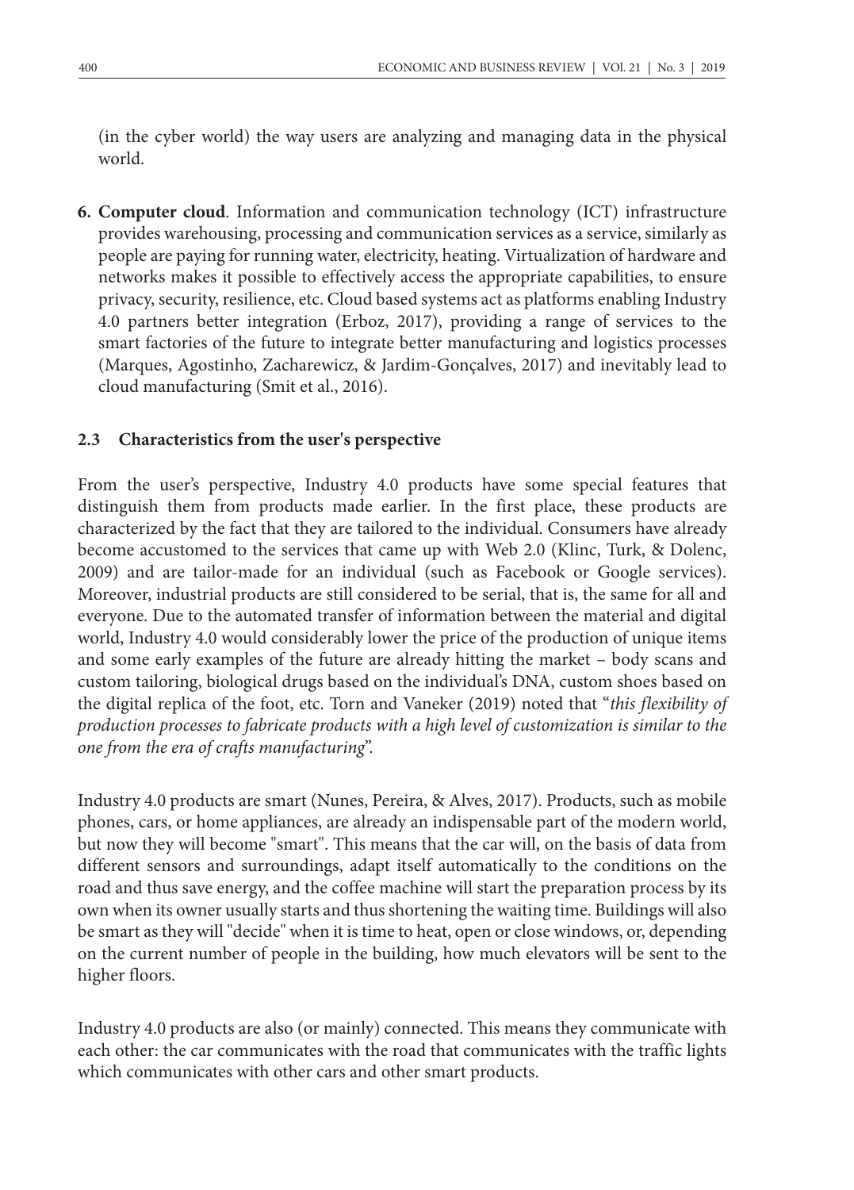(in the cyber world) the way users are analyzing and managing data in the physical world.

6. **Computer cloud**. Information and communication technology (ICT) infrastructure provides warehousing, processing and communication services as a service, similarly as people are paying for running water, electricity, heating. Virtualization of hardware and networks makes it possible to effectively access the appropriate capabilities, to ensure privacy, security, resilience, etc. Cloud based systems act as platforms enabling Industry 4.0 partners better integration (Erboz, 2017), providing a range of services to the smart factories of the future to integrate better manufacturing and logistics processes (Marques, Agostinho, Zacharewicz, & Jardim-Gonçalves, 2017) and inevitably lead to cloud manufacturing (Smit et al., 2016).

### 2.3 Characteristics from the user's perspective

From the user's perspective, Industry 4.0 products have some special features that distinguish them from products made earlier. In the first place, these products are characterized by the fact that they are tailored to the individual. Consumers have already become accustomed to the services that came up with Web 2.0 (Klinc, Turk, & Dolenc, 2009) and are tailor-made for an individual (such as Facebook or Google services). Moreover, industrial products are still considered to be serial, that is, the same for all and everyone. Due to the automated transfer of information between the material and digital world, Industry 4.0 would considerably lower the price of the production of unique items and some early examples of the future are already hitting the market – body scans and custom tailoring, biological drugs based on the individual's DNA, custom shoes based on the digital replica of the foot, etc. Torn and Vaneker (2019) noted that "*this flexibility of production processes to fabricate products with a high level of customization is similar to the one from the era of crafts manufacturing*".

Industry 4.0 products are smart (Nunes, Pereira, & Alves, 2017). Products, such as mobile phones, cars, or home appliances, are already an indispensable part of the modern world, but now they will become "smart". This means that the car will, on the basis of data from different sensors and surroundings, adapt itself automatically to the conditions on the road and thus save energy, and the coffee machine will start the preparation process by its own when its owner usually starts and thus shortening the waiting time. Buildings will also be smart as they will "decide" when it is time to heat, open or close windows, or, depending on the current number of people in the building, how much elevators will be sent to the higher floors.

Industry 4.0 products are also (or mainly) connected. This means they communicate with each other: the car communicates with the road that communicates with the traffic lights which communicates with other cars and other smart products.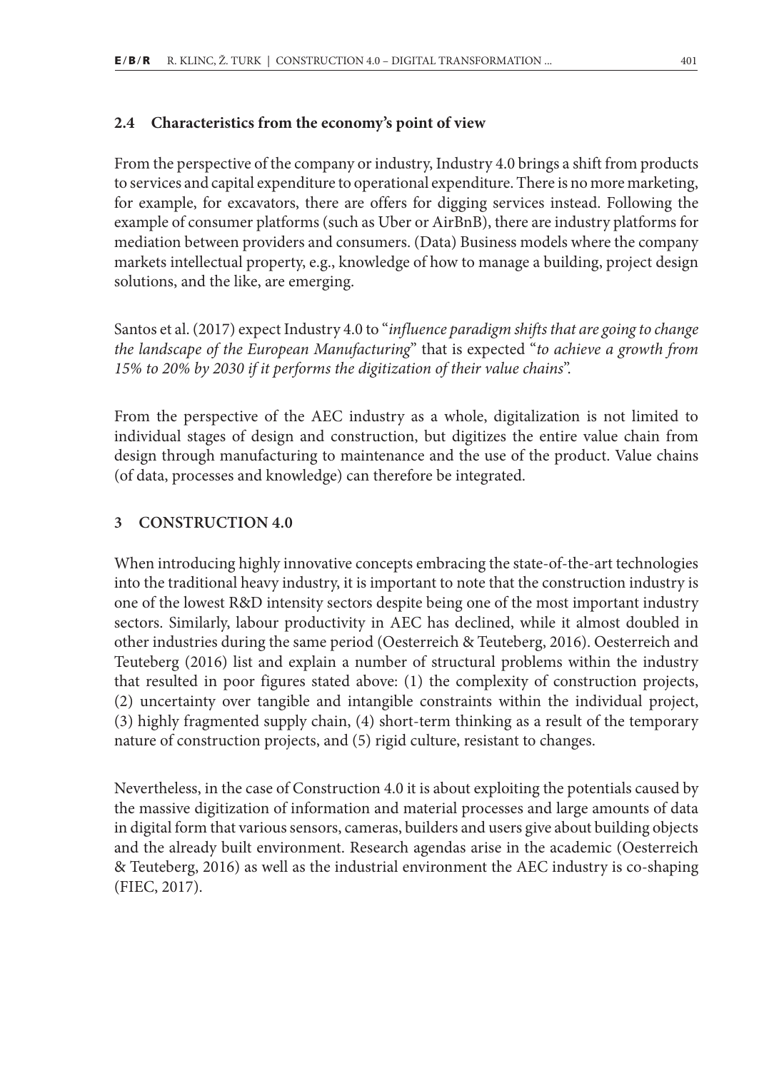### 2.4 Characteristics from the economy's point of view

From the perspective of the company or industry, Industry 4.0 brings a shift from products to services and capital expenditure to operational expenditure. There is no more marketing, for example, for excavators, there are offers for digging services instead. Following the example of consumer platforms (such as Uber or AirBnB), there are industry platforms for mediation between providers and consumers. (Data) Business models where the company markets intellectual property, e.g., knowledge of how to manage a building, project design solutions, and the like, are emerging.

Santos et al. (2017) expect Industry 4.0 to "*influence paradigm shifts that are going to change the landscape of the European Manufacturing*" that is expected "*to achieve a growth from 15% to 20% by 2030 if it performs the digitization of their value chains*".

From the perspective of the AEC industry as a whole, digitalization is not limited to individual stages of design and construction, but digitizes the entire value chain from design through manufacturing to maintenance and the use of the product. Value chains (of data, processes and knowledge) can therefore be integrated.

## 3 CONSTRUCTION 4.0

When introducing highly innovative concepts embracing the state-of-the-art technologies into the traditional heavy industry, it is important to note that the construction industry is one of the lowest R&D intensity sectors despite being one of the most important industry sectors. Similarly, labour productivity in AEC has declined, while it almost doubled in other industries during the same period (Oesterreich & Teuteberg, 2016). Oesterreich and Teuteberg (2016) list and explain a number of structural problems within the industry that resulted in poor figures stated above: (1) the complexity of construction projects, (2) uncertainty over tangible and intangible constraints within the individual project, (3) highly fragmented supply chain, (4) short-term thinking as a result of the temporary nature of construction projects, and (5) rigid culture, resistant to changes.

Nevertheless, in the case of Construction 4.0 it is about exploiting the potentials caused by the massive digitization of information and material processes and large amounts of data in digital form that various sensors, cameras, builders and users give about building objects and the already built environment. Research agendas arise in the academic (Oesterreich & Teuteberg, 2016) as well as the industrial environment the AEC industry is co-shaping (FIEC, 2017).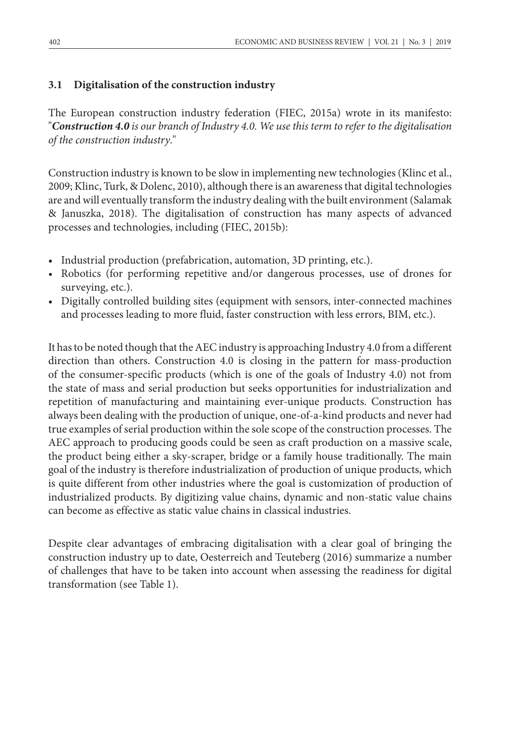### 3.1 Digitalisation of the construction industry

The European construction industry federation (FIEC, 2015a) wrote in its manifesto: "***Construction 4.0*** *is our branch of Industry 4.0. We use this term to refer to the digitalisation of the construction industry*."

Construction industry is known to be slow in implementing new technologies (Klinc et al., 2009; Klinc, Turk, & Dolenc, 2010), although there is an awareness that digital technologies are and will eventually transform the industry dealing with the built environment (Salamak & Januszka, 2018). The digitalisation of construction has many aspects of advanced processes and technologies, including (FIEC, 2015b):

- Industrial production (prefabrication, automation, 3D printing, etc.).
- Robotics (for performing repetitive and/or dangerous processes, use of drones for surveying, etc.).
- Digitally controlled building sites (equipment with sensors, inter-connected machines and processes leading to more fluid, faster construction with less errors, BIM, etc.).

It has to be noted though that the AEC industry is approaching Industry 4.0 from a different direction than others. Construction 4.0 is closing in the pattern for mass-production of the consumer-specific products (which is one of the goals of Industry 4.0) not from the state of mass and serial production but seeks opportunities for industrialization and repetition of manufacturing and maintaining ever-unique products. Construction has always been dealing with the production of unique, one-of-a-kind products and never had true examples of serial production within the sole scope of the construction processes. The AEC approach to producing goods could be seen as craft production on a massive scale, the product being either a sky-scraper, bridge or a family house traditionally. The main goal of the industry is therefore industrialization of production of unique products, which is quite different from other industries where the goal is customization of production of industrialized products. By digitizing value chains, dynamic and non-static value chains can become as effective as static value chains in classical industries.

Despite clear advantages of embracing digitalisation with a clear goal of bringing the construction industry up to date, Oesterreich and Teuteberg (2016) summarize a number of challenges that have to be taken into account when assessing the readiness for digital transformation (see Table 1).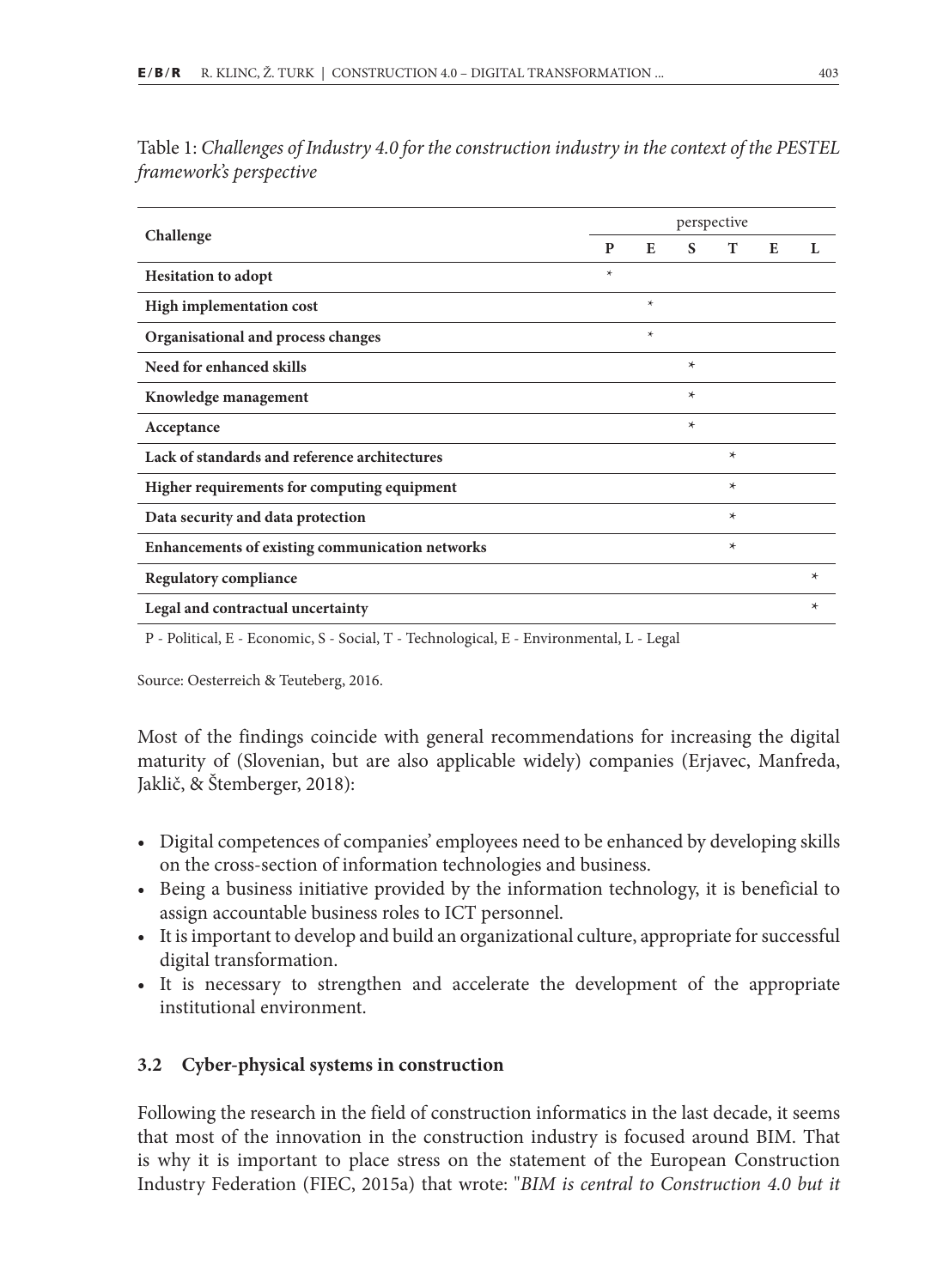Table 1: *Challenges of Industry 4.0 for the construction industry in the context of the PESTEL framework's perspective*

| Challenge | perspective | | | | | |
|---|---|---|---|---|---|---|
| | P | E | S | T | E | L |
| **Hesitation to adopt** | * | | | | | |
| **High implementation cost** | | * | | | | |
| **Organisational and process changes** | | * | | | | |
| **Need for enhanced skills** | | | * | | | |
| **Knowledge management** | | | * | | | |
| **Acceptance** | | | * | | | |
| **Lack of standards and reference architectures** | | | | * | | |
| **Higher requirements for computing equipment** | | | | * | | |
| **Data security and data protection** | | | | * | | |
| **Enhancements of existing communication networks** | | | | * | | |
| **Regulatory compliance** | | | | | | * |
| **Legal and contractual uncertainty** | | | | | | * |

P - Political, E - Economic, S - Social, T - Technological, E - Environmental, L - Legal

Source: Oesterreich & Teuteberg, 2016.

Most of the findings coincide with general recommendations for increasing the digital maturity of (Slovenian, but are also applicable widely) companies (Erjavec, Manfreda, Jaklič, & Štemberger, 2018):

- Digital competences of companies' employees need to be enhanced by developing skills on the cross-section of information technologies and business.
- Being a business initiative provided by the information technology, it is beneficial to assign accountable business roles to ICT personnel.
- It is important to develop and build an organizational culture, appropriate for successful digital transformation.
- It is necessary to strengthen and accelerate the development of the appropriate institutional environment.

### 3.2 Cyber-physical systems in construction

Following the research in the field of construction informatics in the last decade, it seems that most of the innovation in the construction industry is focused around BIM. That is why it is important to place stress on the statement of the European Construction Industry Federation (FIEC, 2015a) that wrote: "*BIM is central to Construction 4.0 but it*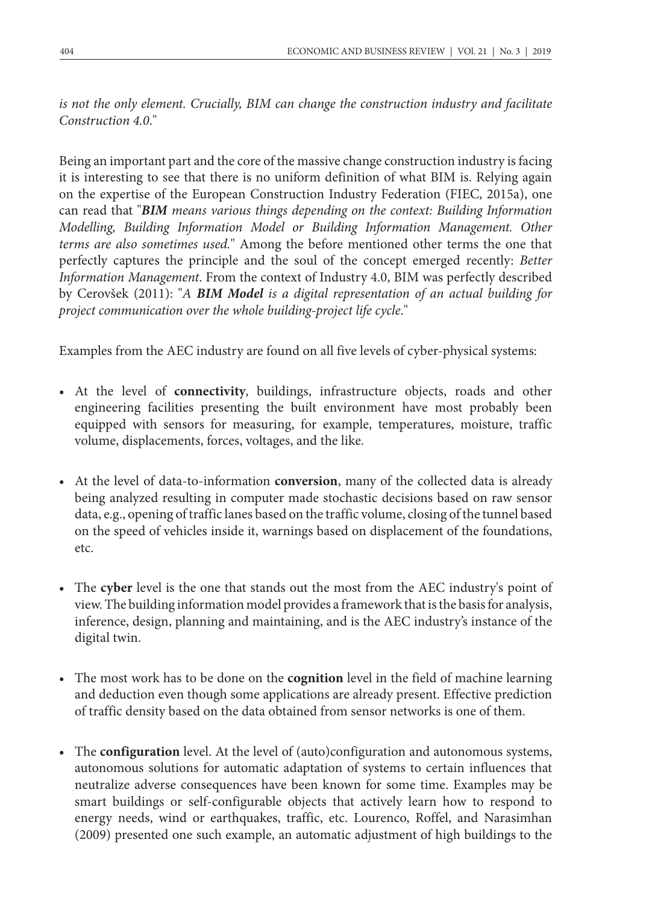*is not the only element. Crucially, BIM can change the construction industry and facilitate Construction 4.0*."

Being an important part and the core of the massive change construction industry is facing it is interesting to see that there is no uniform definition of what BIM is. Relying again on the expertise of the European Construction Industry Federation (FIEC, 2015a), one can read that "***BIM** means various things depending on the context: Building Information Modelling, Building Information Model or Building Information Management. Other terms are also sometimes used.*" Among the before mentioned other terms the one that perfectly captures the principle and the soul of the concept emerged recently: *Better Information Management*. From the context of Industry 4.0, BIM was perfectly described by Cerovšek (2011): "*A **BIM Model** is a digital representation of an actual building for project communication over the whole building-project life cycle*."

Examples from the AEC industry are found on all five levels of cyber-physical systems:

- At the level of **connectivity**, buildings, infrastructure objects, roads and other engineering facilities presenting the built environment have most probably been equipped with sensors for measuring, for example, temperatures, moisture, traffic volume, displacements, forces, voltages, and the like.

- At the level of data-to-information **conversion**, many of the collected data is already being analyzed resulting in computer made stochastic decisions based on raw sensor data, e.g., opening of traffic lanes based on the traffic volume, closing of the tunnel based on the speed of vehicles inside it, warnings based on displacement of the foundations, etc.

- The **cyber** level is the one that stands out the most from the AEC industry's point of view. The building information model provides a framework that is the basis for analysis, inference, design, planning and maintaining, and is the AEC industry's instance of the digital twin.

- The most work has to be done on the **cognition** level in the field of machine learning and deduction even though some applications are already present. Effective prediction of traffic density based on the data obtained from sensor networks is one of them.

- The **configuration** level. At the level of (auto)configuration and autonomous systems, autonomous solutions for automatic adaptation of systems to certain influences that neutralize adverse consequences have been known for some time. Examples may be smart buildings or self-configurable objects that actively learn how to respond to energy needs, wind or earthquakes, traffic, etc. Lourenco, Roffel, and Narasimhan (2009) presented one such example, an automatic adjustment of high buildings to the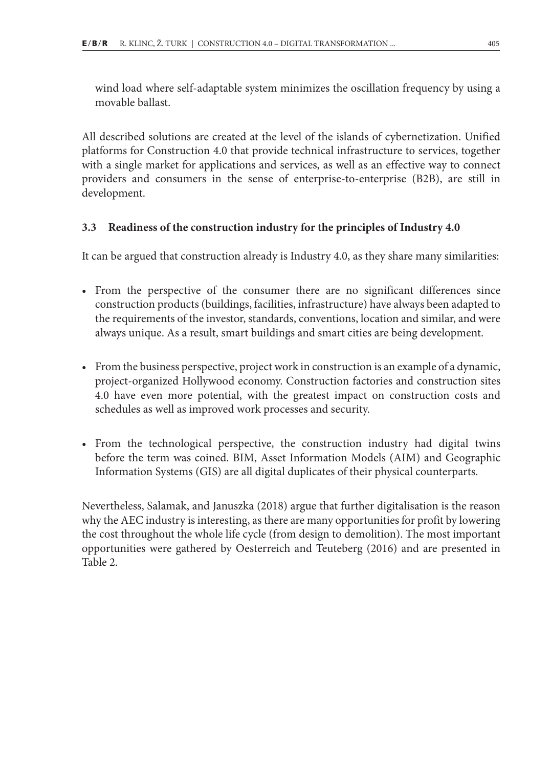wind load where self-adaptable system minimizes the oscillation frequency by using a movable ballast.

All described solutions are created at the level of the islands of cybernetization. Unified platforms for Construction 4.0 that provide technical infrastructure to services, together with a single market for applications and services, as well as an effective way to connect providers and consumers in the sense of enterprise-to-enterprise (B2B), are still in development.

### 3.3 Readiness of the construction industry for the principles of Industry 4.0

It can be argued that construction already is Industry 4.0, as they share many similarities:

- From the perspective of the consumer there are no significant differences since construction products (buildings, facilities, infrastructure) have always been adapted to the requirements of the investor, standards, conventions, location and similar, and were always unique. As a result, smart buildings and smart cities are being development.
- From the business perspective, project work in construction is an example of a dynamic, project-organized Hollywood economy. Construction factories and construction sites 4.0 have even more potential, with the greatest impact on construction costs and schedules as well as improved work processes and security.
- From the technological perspective, the construction industry had digital twins before the term was coined. BIM, Asset Information Models (AIM) and Geographic Information Systems (GIS) are all digital duplicates of their physical counterparts.

Nevertheless, Salamak, and Januszka (2018) argue that further digitalisation is the reason why the AEC industry is interesting, as there are many opportunities for profit by lowering the cost throughout the whole life cycle (from design to demolition). The most important opportunities were gathered by Oesterreich and Teuteberg (2016) and are presented in Table 2.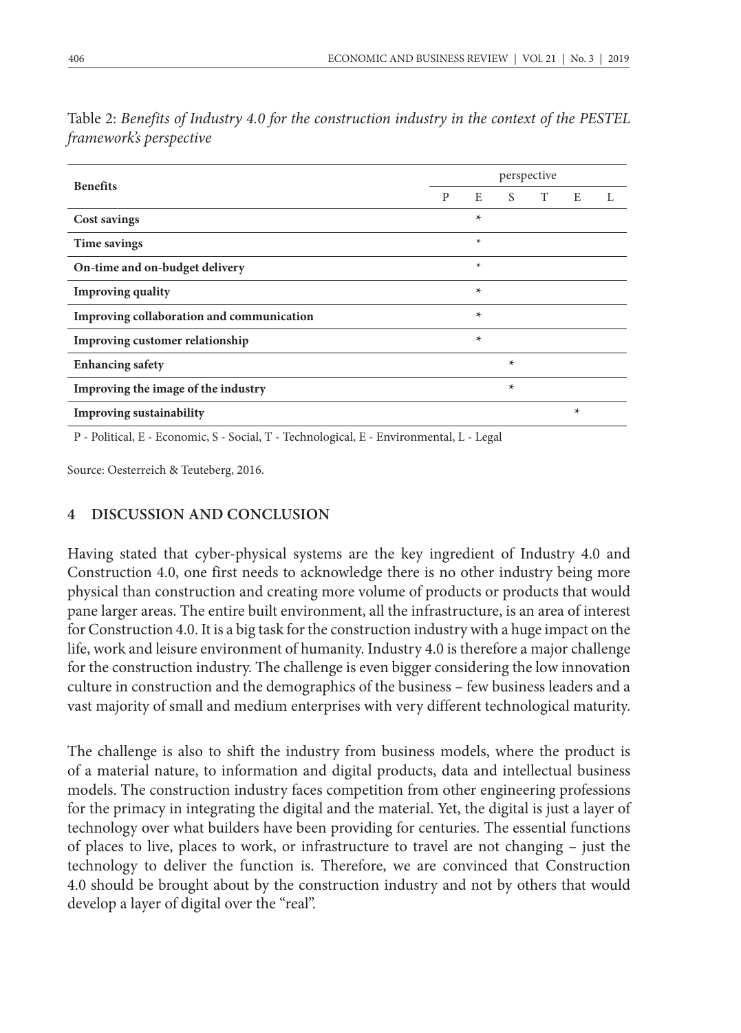Table 2: *Benefits of Industry 4.0 for the construction industry in the context of the PESTEL framework's perspective*

| **Benefits** | perspective | | | | | |
|---|---|---|---|---|---|---|
| | P | E | S | T | E | L |
| **Cost savings** | | * | | | | |
| **Time savings** | | * | | | | |
| **On-time and on-budget delivery** | | * | | | | |
| **Improving quality** | | * | | | | |
| **Improving collaboration and communication** | | * | | | | |
| **Improving customer relationship** | | * | | | | |
| **Enhancing safety** | | | * | | | |
| **Improving the image of the industry** | | | * | | | |
| **Improving sustainability** | | | | | * | |

P - Political, E - Economic, S - Social, T - Technological, E - Environmental, L - Legal

Source: Oesterreich & Teuteberg, 2016.

## 4 DISCUSSION AND CONCLUSION

Having stated that cyber-physical systems are the key ingredient of Industry 4.0 and Construction 4.0, one first needs to acknowledge there is no other industry being more physical than construction and creating more volume of products or products that would pane larger areas. The entire built environment, all the infrastructure, is an area of interest for Construction 4.0. It is a big task for the construction industry with a huge impact on the life, work and leisure environment of humanity. Industry 4.0 is therefore a major challenge for the construction industry. The challenge is even bigger considering the low innovation culture in construction and the demographics of the business – few business leaders and a vast majority of small and medium enterprises with very different technological maturity.

The challenge is also to shift the industry from business models, where the product is of a material nature, to information and digital products, data and intellectual business models. The construction industry faces competition from other engineering professions for the primacy in integrating the digital and the material. Yet, the digital is just a layer of technology over what builders have been providing for centuries. The essential functions of places to live, places to work, or infrastructure to travel are not changing – just the technology to deliver the function is. Therefore, we are convinced that Construction 4.0 should be brought about by the construction industry and not by others that would develop a layer of digital over the "real".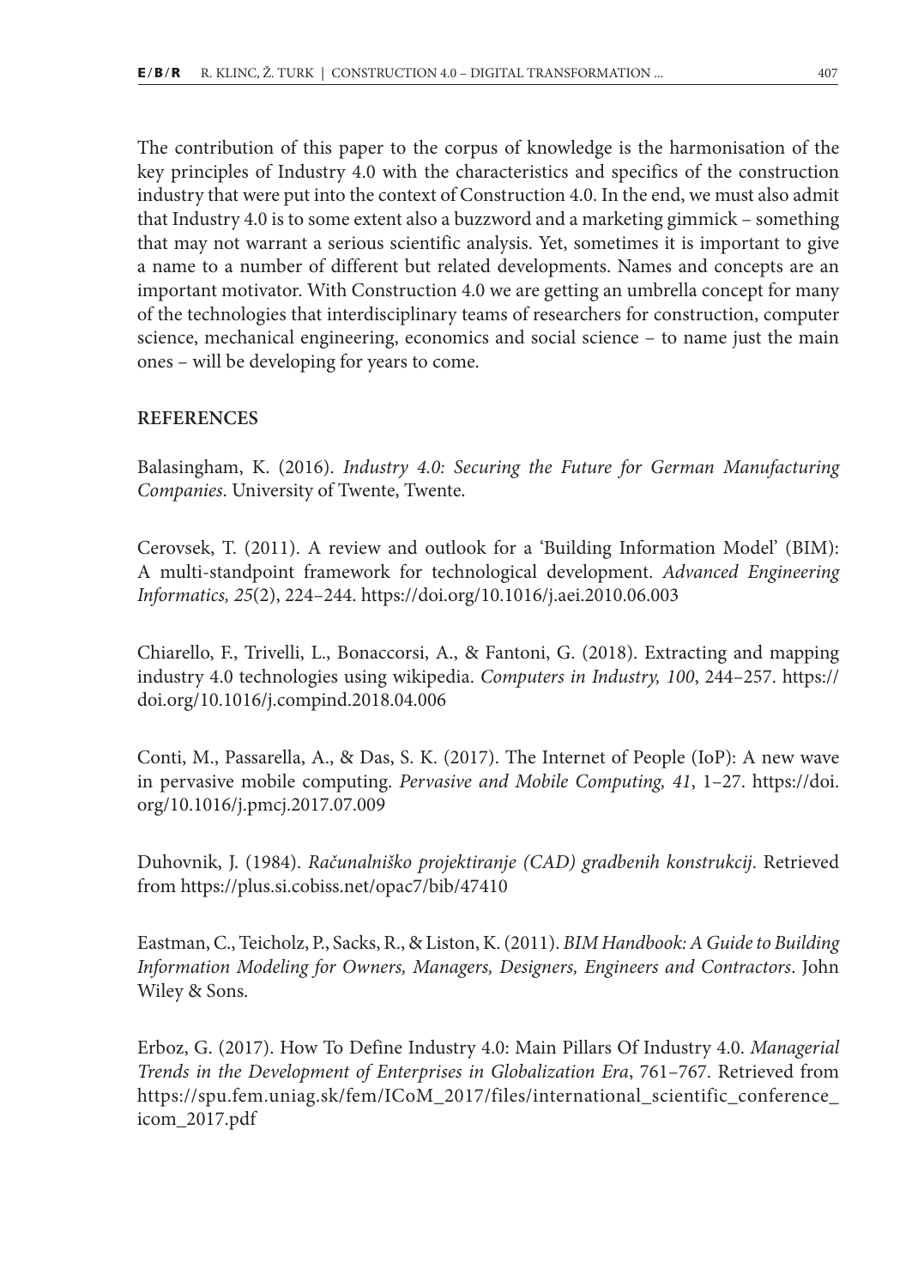The contribution of this paper to the corpus of knowledge is the harmonisation of the key principles of Industry 4.0 with the characteristics and specifics of the construction industry that were put into the context of Construction 4.0. In the end, we must also admit that Industry 4.0 is to some extent also a buzzword and a marketing gimmick – something that may not warrant a serious scientific analysis. Yet, sometimes it is important to give a name to a number of different but related developments. Names and concepts are an important motivator. With Construction 4.0 we are getting an umbrella concept for many of the technologies that interdisciplinary teams of researchers for construction, computer science, mechanical engineering, economics and social science – to name just the main ones – will be developing for years to come.

## REFERENCES

Balasingham, K. (2016). *Industry 4.0: Securing the Future for German Manufacturing Companies*. University of Twente, Twente.

Cerovsek, T. (2011). A review and outlook for a 'Building Information Model' (BIM): A multi-standpoint framework for technological development. *Advanced Engineering Informatics, 25*(2), 224–244. https://doi.org/10.1016/j.aei.2010.06.003

Chiarello, F., Trivelli, L., Bonaccorsi, A., & Fantoni, G. (2018). Extracting and mapping industry 4.0 technologies using wikipedia. *Computers in Industry, 100*, 244–257. https://doi.org/10.1016/j.compind.2018.04.006

Conti, M., Passarella, A., & Das, S. K. (2017). The Internet of People (IoP): A new wave in pervasive mobile computing. *Pervasive and Mobile Computing, 41*, 1–27. https://doi.org/10.1016/j.pmcj.2017.07.009

Duhovnik, J. (1984). *Računalniško projektiranje (CAD) gradbenih konstrukcij*. Retrieved from https://plus.si.cobiss.net/opac7/bib/47410

Eastman, C., Teicholz, P., Sacks, R., & Liston, K. (2011). *BIM Handbook: A Guide to Building Information Modeling for Owners, Managers, Designers, Engineers and Contractors*. John Wiley & Sons.

Erboz, G. (2017). How To Define Industry 4.0: Main Pillars Of Industry 4.0. *Managerial Trends in the Development of Enterprises in Globalization Era*, 761–767. Retrieved from https://spu.fem.uniag.sk/fem/ICoM_2017/files/international_scientific_conference_icom_2017.pdf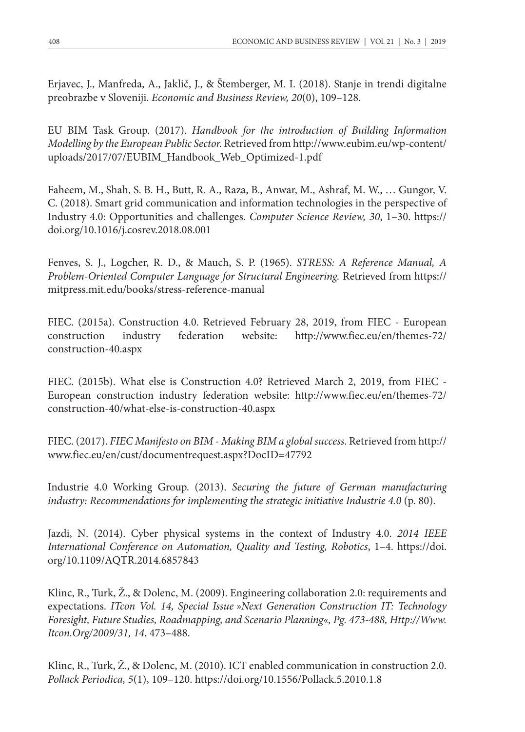Erjavec, J., Manfreda, A., Jaklič, J., & Štemberger, M. I. (2018). Stanje in trendi digitalne preobrazbe v Sloveniji. *Economic and Business Review, 20*(0), 109–128.

EU BIM Task Group. (2017). *Handbook for the introduction of Building Information Modelling by the European Public Sector.* Retrieved from http://www.eubim.eu/wp-content/uploads/2017/07/EUBIM_Handbook_Web_Optimized-1.pdf

Faheem, M., Shah, S. B. H., Butt, R. A., Raza, B., Anwar, M., Ashraf, M. W., … Gungor, V. C. (2018). Smart grid communication and information technologies in the perspective of Industry 4.0: Opportunities and challenges. *Computer Science Review, 30*, 1–30. https://doi.org/10.1016/j.cosrev.2018.08.001

Fenves, S. J., Logcher, R. D., & Mauch, S. P. (1965). *STRESS: A Reference Manual, A Problem-Oriented Computer Language for Structural Engineering.* Retrieved from https://mitpress.mit.edu/books/stress-reference-manual

FIEC. (2015a). Construction 4.0. Retrieved February 28, 2019, from FIEC - European construction industry federation website: http://www.fiec.eu/en/themes-72/construction-40.aspx

FIEC. (2015b). What else is Construction 4.0? Retrieved March 2, 2019, from FIEC - European construction industry federation website: http://www.fiec.eu/en/themes-72/construction-40/what-else-is-construction-40.aspx

FIEC. (2017). *FIEC Manifesto on BIM - Making BIM a global success*. Retrieved from http://www.fiec.eu/en/cust/documentrequest.aspx?DocID=47792

Industrie 4.0 Working Group. (2013). *Securing the future of German manufacturing industry: Recommendations for implementing the strategic initiative Industrie 4.0* (p. 80).

Jazdi, N. (2014). Cyber physical systems in the context of Industry 4.0. *2014 IEEE International Conference on Automation, Quality and Testing, Robotics*, 1–4. https://doi.org/10.1109/AQTR.2014.6857843

Klinc, R., Turk, Ž., & Dolenc, M. (2009). Engineering collaboration 2.0: requirements and expectations. *ITcon Vol. 14, Special Issue »Next Generation Construction IT: Technology Foresight, Future Studies, Roadmapping, and Scenario Planning«, Pg. 473-488, Http://Www.Itcon.Org/2009/31, 14*, 473–488.

Klinc, R., Turk, Ž., & Dolenc, M. (2010). ICT enabled communication in construction 2.0. *Pollack Periodica, 5*(1), 109–120. https://doi.org/10.1556/Pollack.5.2010.1.8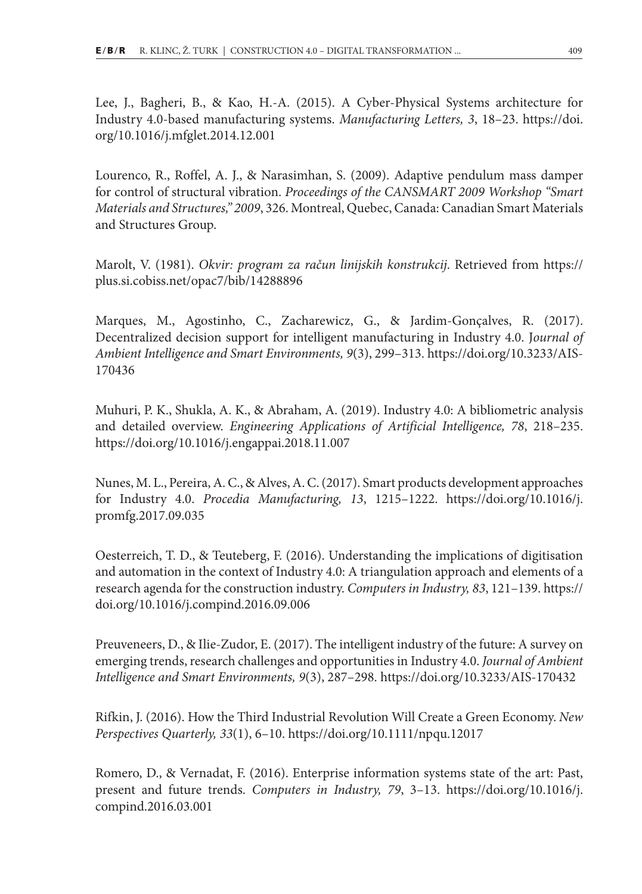Lee, J., Bagheri, B., & Kao, H.-A. (2015). A Cyber-Physical Systems architecture for Industry 4.0-based manufacturing systems. *Manufacturing Letters, 3*, 18–23. https://doi.org/10.1016/j.mfglet.2014.12.001

Lourenco, R., Roffel, A. J., & Narasimhan, S. (2009). Adaptive pendulum mass damper for control of structural vibration. *Proceedings of the CANSMART 2009 Workshop "Smart Materials and Structures," 2009*, 326. Montreal, Quebec, Canada: Canadian Smart Materials and Structures Group.

Marolt, V. (1981). *Okvir: program za račun linijskih konstrukcij*. Retrieved from https://plus.si.cobiss.net/opac7/bib/14288896

Marques, M., Agostinho, C., Zacharewicz, G., & Jardim-Gonçalves, R. (2017). Decentralized decision support for intelligent manufacturing in Industry 4.0. *Journal of Ambient Intelligence and Smart Environments, 9*(3), 299–313. https://doi.org/10.3233/AIS-170436

Muhuri, P. K., Shukla, A. K., & Abraham, A. (2019). Industry 4.0: A bibliometric analysis and detailed overview. *Engineering Applications of Artificial Intelligence, 78*, 218–235. https://doi.org/10.1016/j.engappai.2018.11.007

Nunes, M. L., Pereira, A. C., & Alves, A. C. (2017). Smart products development approaches for Industry 4.0. *Procedia Manufacturing, 13*, 1215–1222. https://doi.org/10.1016/j.promfg.2017.09.035

Oesterreich, T. D., & Teuteberg, F. (2016). Understanding the implications of digitisation and automation in the context of Industry 4.0: A triangulation approach and elements of a research agenda for the construction industry. *Computers in Industry, 83*, 121–139. https://doi.org/10.1016/j.compind.2016.09.006

Preuveneers, D., & Ilie-Zudor, E. (2017). The intelligent industry of the future: A survey on emerging trends, research challenges and opportunities in Industry 4.0. *Journal of Ambient Intelligence and Smart Environments, 9*(3), 287–298. https://doi.org/10.3233/AIS-170432

Rifkin, J. (2016). How the Third Industrial Revolution Will Create a Green Economy. *New Perspectives Quarterly, 33*(1), 6–10. https://doi.org/10.1111/npqu.12017

Romero, D., & Vernadat, F. (2016). Enterprise information systems state of the art: Past, present and future trends. *Computers in Industry, 79*, 3–13. https://doi.org/10.1016/j.compind.2016.03.001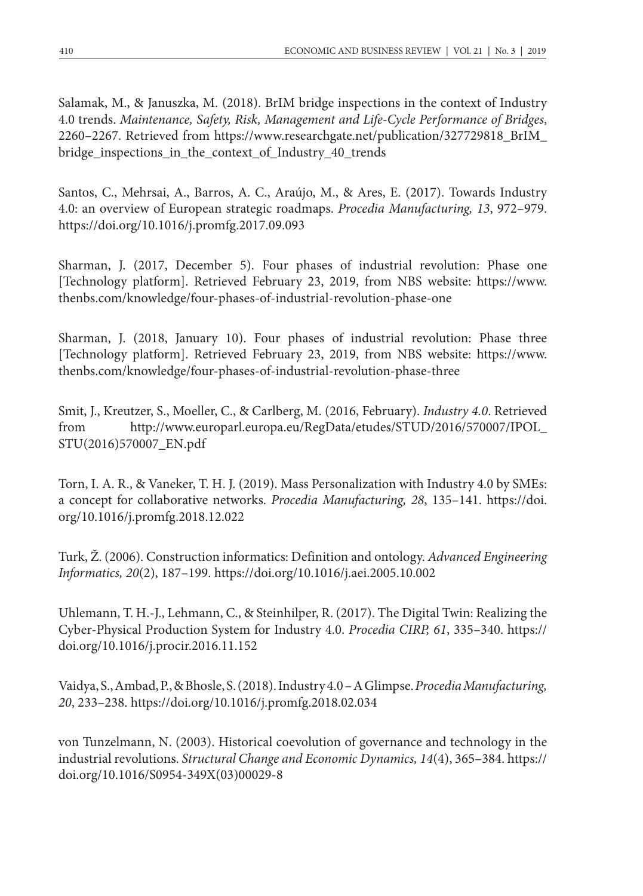Salamak, M., & Januszka, M. (2018). BrIM bridge inspections in the context of Industry 4.0 trends. *Maintenance, Safety, Risk, Management and Life-Cycle Performance of Bridges*, 2260–2267. Retrieved from https://www.researchgate.net/publication/327729818_BrIM_bridge_inspections_in_the_context_of_Industry_40_trends

Santos, C., Mehrsai, A., Barros, A. C., Araújo, M., & Ares, E. (2017). Towards Industry 4.0: an overview of European strategic roadmaps. *Procedia Manufacturing, 13*, 972–979. https://doi.org/10.1016/j.promfg.2017.09.093

Sharman, J. (2017, December 5). Four phases of industrial revolution: Phase one [Technology platform]. Retrieved February 23, 2019, from NBS website: https://www.thenbs.com/knowledge/four-phases-of-industrial-revolution-phase-one

Sharman, J. (2018, January 10). Four phases of industrial revolution: Phase three [Technology platform]. Retrieved February 23, 2019, from NBS website: https://www.thenbs.com/knowledge/four-phases-of-industrial-revolution-phase-three

Smit, J., Kreutzer, S., Moeller, C., & Carlberg, M. (2016, February). *Industry 4.0*. Retrieved from http://www.europarl.europa.eu/RegData/etudes/STUD/2016/570007/IPOL_STU(2016)570007_EN.pdf

Torn, I. A. R., & Vaneker, T. H. J. (2019). Mass Personalization with Industry 4.0 by SMEs: a concept for collaborative networks. *Procedia Manufacturing, 28*, 135–141. https://doi.org/10.1016/j.promfg.2018.12.022

Turk, Ž. (2006). Construction informatics: Definition and ontology. *Advanced Engineering Informatics, 20*(2), 187–199. https://doi.org/10.1016/j.aei.2005.10.002

Uhlemann, T. H.-J., Lehmann, C., & Steinhilper, R. (2017). The Digital Twin: Realizing the Cyber-Physical Production System for Industry 4.0. *Procedia CIRP, 61*, 335–340. https://doi.org/10.1016/j.procir.2016.11.152

Vaidya, S., Ambad, P., & Bhosle, S. (2018). Industry 4.0 – A Glimpse. *Procedia Manufacturing, 20*, 233–238. https://doi.org/10.1016/j.promfg.2018.02.034

von Tunzelmann, N. (2003). Historical coevolution of governance and technology in the industrial revolutions. *Structural Change and Economic Dynamics, 14*(4), 365–384. https://doi.org/10.1016/S0954-349X(03)00029-8